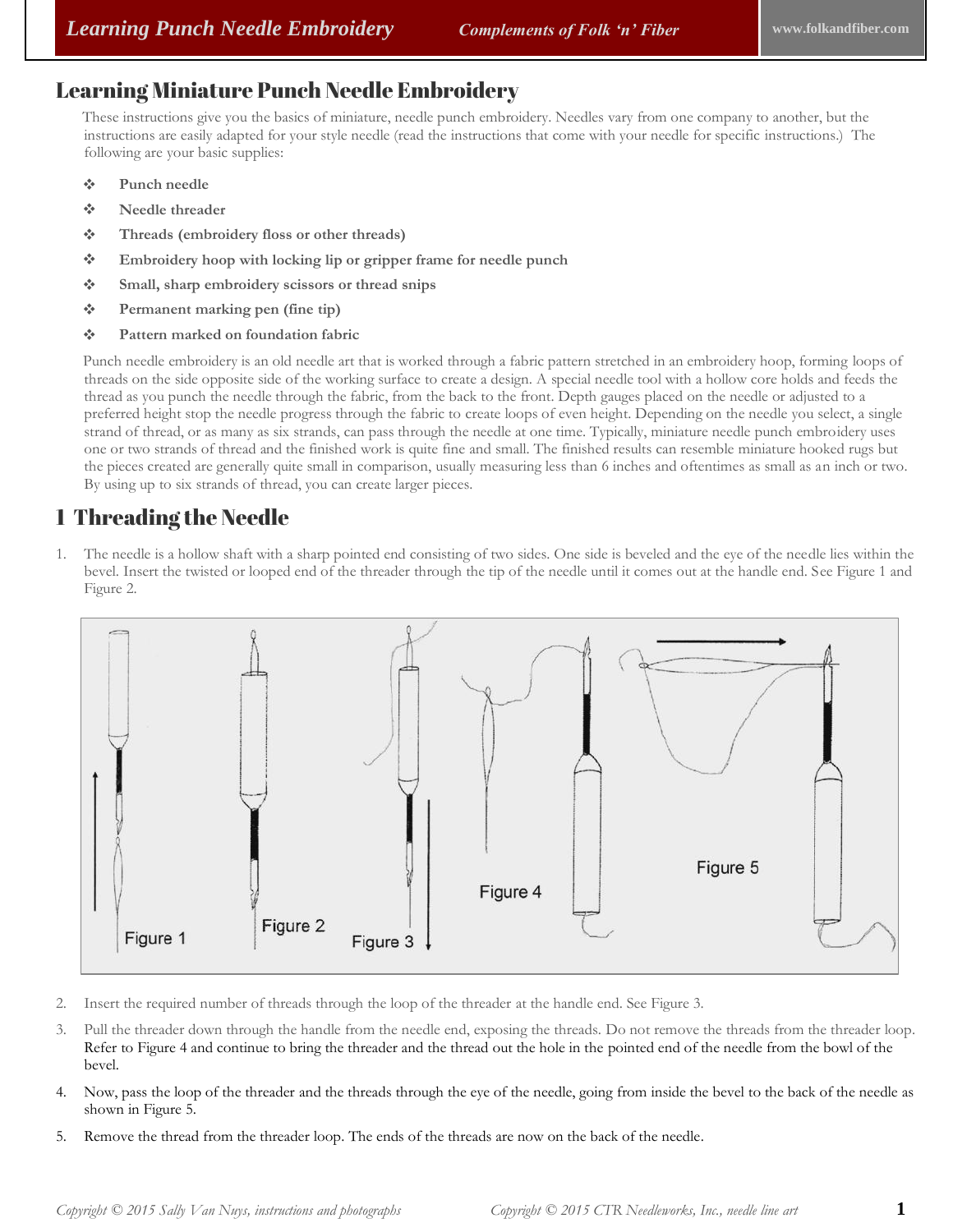## Learning Miniature Punch Needle Embroidery

These instructions give you the basics of miniature, needle punch embroidery. Needles vary from one company to another, but the instructions are easily adapted for your style needle (read the instructions that come with your needle for specific instructions.) The following are your basic supplies:

- **Punch needle**
- **Needle threader**
- **Threads (embroidery floss or other threads)**
- **Embroidery hoop with locking lip or gripper frame for needle punch**
- **Small, sharp embroidery scissors or thread snips**
- **Permanent marking pen (fine tip)**
- **Pattern marked on foundation fabric**

Punch needle embroidery is an old needle art that is worked through a fabric pattern stretched in an embroidery hoop, forming loops of threads on the side opposite side of the working surface to create a design. A special needle tool with a hollow core holds and feeds the thread as you punch the needle through the fabric, from the back to the front. Depth gauges placed on the needle or adjusted to a preferred height stop the needle progress through the fabric to create loops of even height. Depending on the needle you select, a single strand of thread, or as many as six strands, can pass through the needle at one time. Typically, miniature needle punch embroidery uses one or two strands of thread and the finished work is quite fine and small. The finished results can resemble miniature hooked rugs but the pieces created are generally quite small in comparison, usually measuring less than 6 inches and oftentimes as small as an inch or two. By using up to six strands of thread, you can create larger pieces.

## 1 Threading the Needle

1. The needle is a hollow shaft with a sharp pointed end consisting of two sides. One side is beveled and the eye of the needle lies within the bevel. Insert the twisted or looped end of the threader through the tip of the needle until it comes out at the handle end. See Figure 1 and Figure 2.

Figure 1 Figure 2 Figure 3 Figure 4 Figure 5

2. Insert the required number of threads through the loop of the threader at the handle end. See Figure 3.
3. Pull the threader down through the handle from the needle end, exposing the threads. Do not remove the threads from the threader loop. Refer to Figure 4 and continue to bring the threader and the thread out the hole in the pointed end of the needle from the bowl of the bevel.
4. Now, pass the loop of the threader and the threads through the eye of the needle, going from inside the bevel to the back of the needle as shown in Figure 5.
5. Remove the thread from the threader loop. The ends of the threads are now on the back of the needle.

*Copyright © 2015 Sally Van Nuys, instructions and photographs* *Copyright © 2015 CTR Needleworks, Inc., needle line art*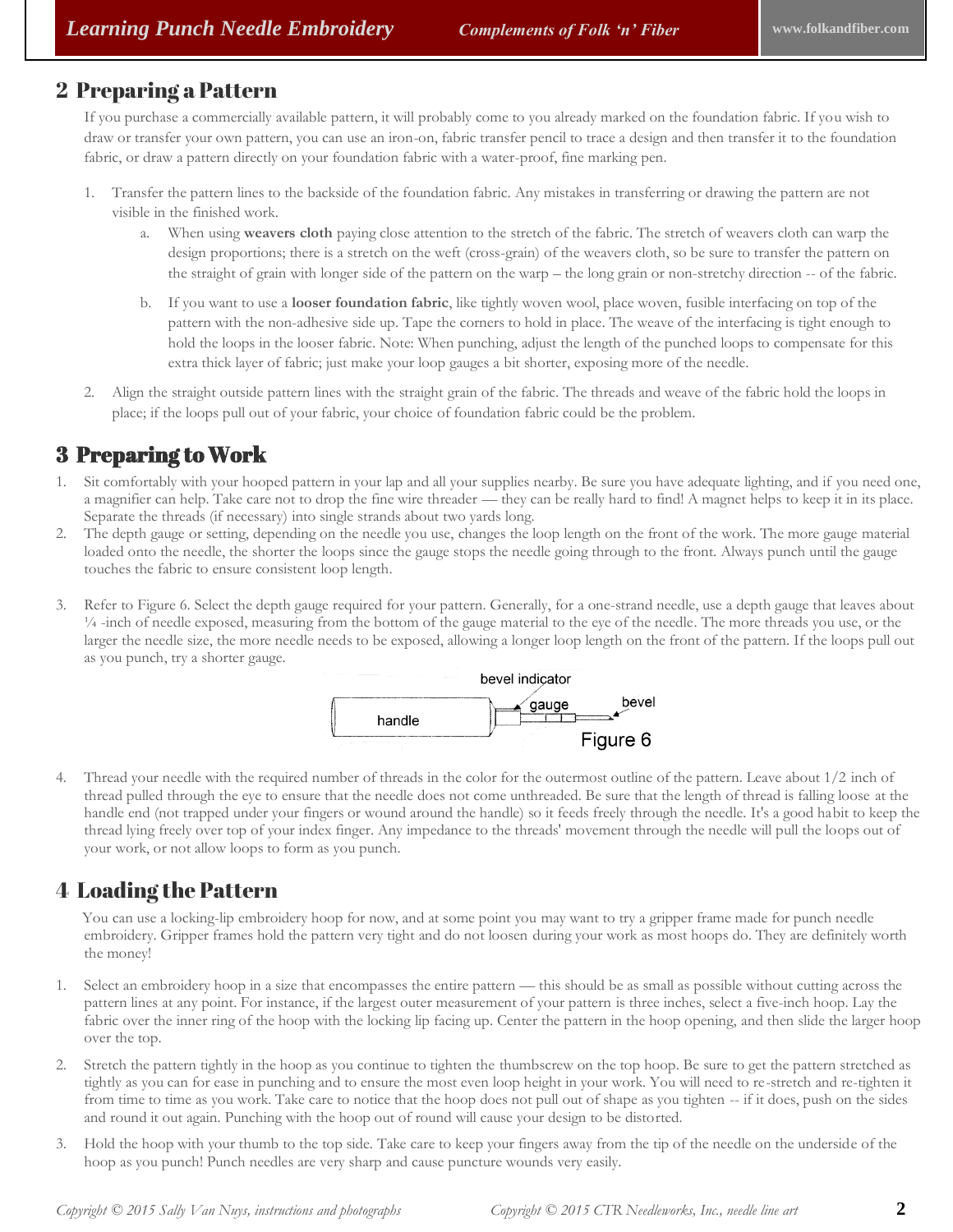## 2 Preparing a Pattern

If you purchase a commercially available pattern, it will probably come to you already marked on the foundation fabric. If you wish to draw or transfer your own pattern, you can use an iron-on, fabric transfer pencil to trace a design and then transfer it to the foundation fabric, or draw a pattern directly on your foundation fabric with a water-proof, fine marking pen.

1. Transfer the pattern lines to the backside of the foundation fabric. Any mistakes in transferring or drawing the pattern are not visible in the finished work.
   a. When using **weavers cloth** paying close attention to the stretch of the fabric. The stretch of weavers cloth can warp the design proportions; there is a stretch on the weft (cross-grain) of the weavers cloth, so be sure to transfer the pattern on the straight of grain with longer side of the pattern on the warp – the long grain or non-stretchy direction -- of the fabric.
   b. If you want to use a **looser foundation fabric**, like tightly woven wool, place woven, fusible interfacing on top of the pattern with the non-adhesive side up. Tape the corners to hold in place. The weave of the interfacing is tight enough to hold the loops in the looser fabric. Note: When punching, adjust the length of the punched loops to compensate for this extra thick layer of fabric; just make your loop gauges a bit shorter, exposing more of the needle.
2. Align the straight outside pattern lines with the straight grain of the fabric. The threads and weave of the fabric hold the loops in place; if the loops pull out of your fabric, your choice of foundation fabric could be the problem.

## 3 Preparing to Work

1. Sit comfortably with your hooped pattern in your lap and all your supplies nearby. Be sure you have adequate lighting, and if you need one, a magnifier can help. Take care not to drop the fine wire threader — they can be really hard to find! A magnet helps to keep it in its place. Separate the threads (if necessary) into single strands about two yards long.
2. The depth gauge or setting, depending on the needle you use, changes the loop length on the front of the work. The more gauge material loaded onto the needle, the shorter the loops since the gauge stops the needle going through to the front. Always punch until the gauge touches the fabric to ensure consistent loop length.
3. Refer to Figure 6. Select the depth gauge required for your pattern. Generally, for a one-strand needle, use a depth gauge that leaves about ¼ -inch of needle exposed, measuring from the bottom of the gauge material to the eye of the needle. The more threads you use, or the larger the needle size, the more needle needs to be exposed, allowing a longer loop length on the front of the pattern. If the loops pull out as you punch, try a shorter gauge.

bevel indicator, handle, gauge, bevel

Figure 6

4. Thread your needle with the required number of threads in the color for the outermost outline of the pattern. Leave about 1/2 inch of thread pulled through the eye to ensure that the needle does not come unthreaded. Be sure that the length of thread is falling loose at the handle end (not trapped under your fingers or wound around the handle) so it feeds freely through the needle. It's a good habit to keep the thread lying freely over top of your index finger. Any impedance to the threads' movement through the needle will pull the loops out of your work, or not allow loops to form as you punch.

## 4 Loading the Pattern

You can use a locking-lip embroidery hoop for now, and at some point you may want to try a gripper frame made for punch needle embroidery. Gripper frames hold the pattern very tight and do not loosen during your work as most hoops do. They are definitely worth the money!

1. Select an embroidery hoop in a size that encompasses the entire pattern — this should be as small as possible without cutting across the pattern lines at any point. For instance, if the largest outer measurement of your pattern is three inches, select a five-inch hoop. Lay the fabric over the inner ring of the hoop with the locking lip facing up. Center the pattern in the hoop opening, and then slide the larger hoop over the top.
2. Stretch the pattern tightly in the hoop as you continue to tighten the thumbscrew on the top hoop. Be sure to get the pattern stretched as tightly as you can for ease in punching and to ensure the most even loop height in your work. You will need to re-stretch and re-tighten it from time to time as you work. Take care to notice that the hoop does not pull out of shape as you tighten -- if it does, push on the sides and round it out again. Punching with the hoop out of round will cause your design to be distorted.
3. Hold the hoop with your thumb to the top side. Take care to keep your fingers away from the tip of the needle on the underside of the hoop as you punch! Punch needles are very sharp and cause puncture wounds very easily.

*Copyright © 2015 Sally Van Nuys, instructions and photographs* *Copyright © 2015 CTR Needleworks, Inc., needle line art*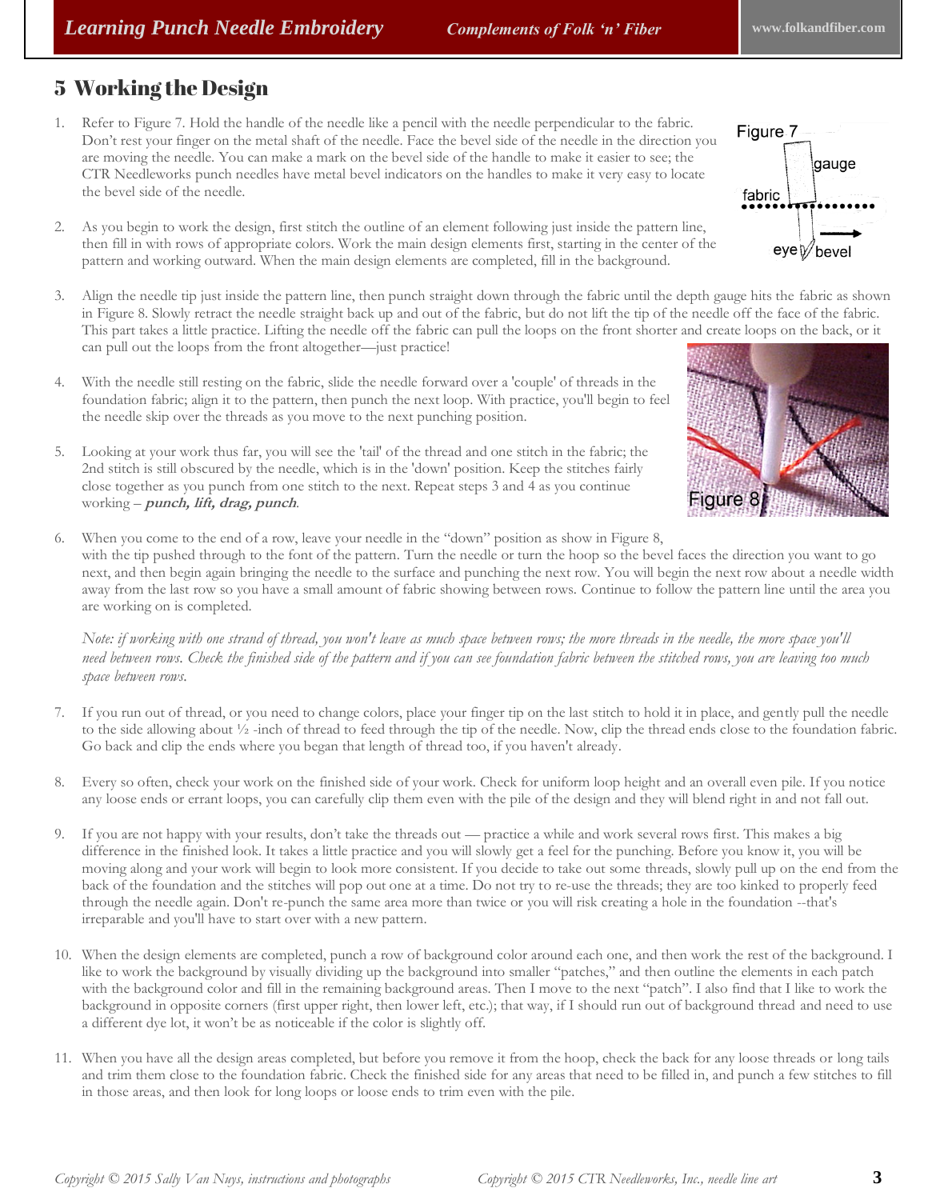## 5 Working the Design

1. Refer to Figure 7. Hold the handle of the needle like a pencil with the needle perpendicular to the fabric. Don't rest your finger on the metal shaft of the needle. Face the bevel side of the needle in the direction you are moving the needle. You can make a mark on the bevel side of the handle to make it easier to see; the CTR Needleworks punch needles have metal bevel indicators on the handles to make it very easy to locate the bevel side of the needle.

2. As you begin to work the design, first stitch the outline of an element following just inside the pattern line, then fill in with rows of appropriate colors. Work the main design elements first, starting in the center of the pattern and working outward. When the main design elements are completed, fill in the background.

3. Align the needle tip just inside the pattern line, then punch straight down through the fabric until the depth gauge hits the fabric as shown in Figure 8. Slowly retract the needle straight back up and out of the fabric, but do not lift the tip of the needle off the face of the fabric. This part takes a little practice. Lifting the needle off the fabric can pull the loops on the front shorter and create loops on the back, or it can pull out the loops from the front altogether—just practice!

4. With the needle still resting on the fabric, slide the needle forward over a 'couple' of threads in the foundation fabric; align it to the pattern, then punch the next loop. With practice, you'll begin to feel the needle skip over the threads as you move to the next punching position.

5. Looking at your work thus far, you will see the 'tail' of the thread and one stitch in the fabric; the 2nd stitch is still obscured by the needle, which is in the 'down' position. Keep the stitches fairly close together as you punch from one stitch to the next. Repeat steps 3 and 4 as you continue working – ***punch, lift, drag, punch***.

6. When you come to the end of a row, leave your needle in the "down" position as show in Figure 8, with the tip pushed through to the font of the pattern. Turn the needle or turn the hoop so the bevel faces the direction you want to go next, and then begin again bringing the needle to the surface and punching the next row. You will begin the next row about a needle width away from the last row so you have a small amount of fabric showing between rows. Continue to follow the pattern line until the area you are working on is completed.

   *Note: if working with one strand of thread, you won't leave as much space between rows; the more threads in the needle, the more space you'll need between rows. Check the finished side of the pattern and if you can see foundation fabric between the stitched rows, you are leaving too much space between rows.*

7. If you run out of thread, or you need to change colors, place your finger tip on the last stitch to hold it in place, and gently pull the needle to the side allowing about ½ -inch of thread to feed through the tip of the needle. Now, clip the thread ends close to the foundation fabric. Go back and clip the ends where you began that length of thread too, if you haven't already.

8. Every so often, check your work on the finished side of your work. Check for uniform loop height and an overall even pile. If you notice any loose ends or errant loops, you can carefully clip them even with the pile of the design and they will blend right in and not fall out.

9. If you are not happy with your results, don't take the threads out — practice a while and work several rows first. This makes a big difference in the finished look. It takes a little practice and you will slowly get a feel for the punching. Before you know it, you will be moving along and your work will begin to look more consistent. If you decide to take out some threads, slowly pull up on the end from the back of the foundation and the stitches will pop out one at a time. Do not try to re-use the threads; they are too kinked to properly feed through the needle again. Don't re-punch the same area more than twice or you will risk creating a hole in the foundation --that's irreparable and you'll have to start over with a new pattern.

10. When the design elements are completed, punch a row of background color around each one, and then work the rest of the background. I like to work the background by visually dividing up the background into smaller "patches," and then outline the elements in each patch with the background color and fill in the remaining background areas. Then I move to the next "patch". I also find that I like to work the background in opposite corners (first upper right, then lower left, etc.); that way, if I should run out of background thread and need to use a different dye lot, it won't be as noticeable if the color is slightly off.

11. When you have all the design areas completed, but before you remove it from the hoop, check the back for any loose threads or long tails and trim them close to the foundation fabric. Check the finished side for any areas that need to be filled in, and punch a few stitches to fill in those areas, and then look for long loops or loose ends to trim even with the pile.

*Copyright © 2015 Sally Van Nuys, instructions and photographs*     *Copyright © 2015 CTR Needleworks, Inc., needle line art*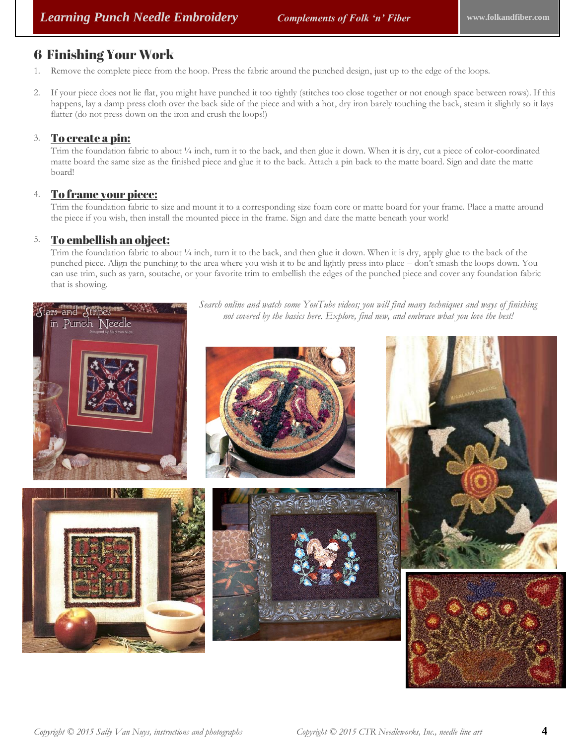## 6 Finishing Your Work

1. Remove the complete piece from the hoop. Press the fabric around the punched design, just up to the edge of the loops.

2. If your piece does not lie flat, you might have punched it too tightly (stitches too close together or not enough space between rows). If this happens, lay a damp press cloth over the back side of the piece and with a hot, dry iron barely touching the back, steam it slightly so it lays flatter (do not press down on the iron and crush the loops!)

3. **To create a pin:**
   Trim the foundation fabric to about ¼ inch, turn it to the back, and then glue it down. When it is dry, cut a piece of color-coordinated matte board the same size as the finished piece and glue it to the back. Attach a pin back to the matte board. Sign and date the matte board!

4. **To frame your piece:**
   Trim the foundation fabric to size and mount it to a corresponding size foam core or matte board for your frame. Place a matte around the piece if you wish, then install the mounted piece in the frame. Sign and date the matte beneath your work!

5. **To embellish an object:**
   Trim the foundation fabric to about ¼ inch, turn it to the back, and then glue it down. When it is dry, apply glue to the back of the punched piece. Align the punching to the area where you wish it to be and lightly press into place – don't smash the loops down. You can use trim, such as yarn, soutache, or your favorite trim to embellish the edges of the punched piece and cover any foundation fabric that is showing.

*Search online and watch some YouTube videos; you will find many techniques and ways of finishing not covered by the basics here. Explore, find new, and embrace what you love the best!*

*Copyright © 2015 Sally Van Nuys, instructions and photographs*

*Copyright © 2015 CTR Needleworks, Inc., needle line art*